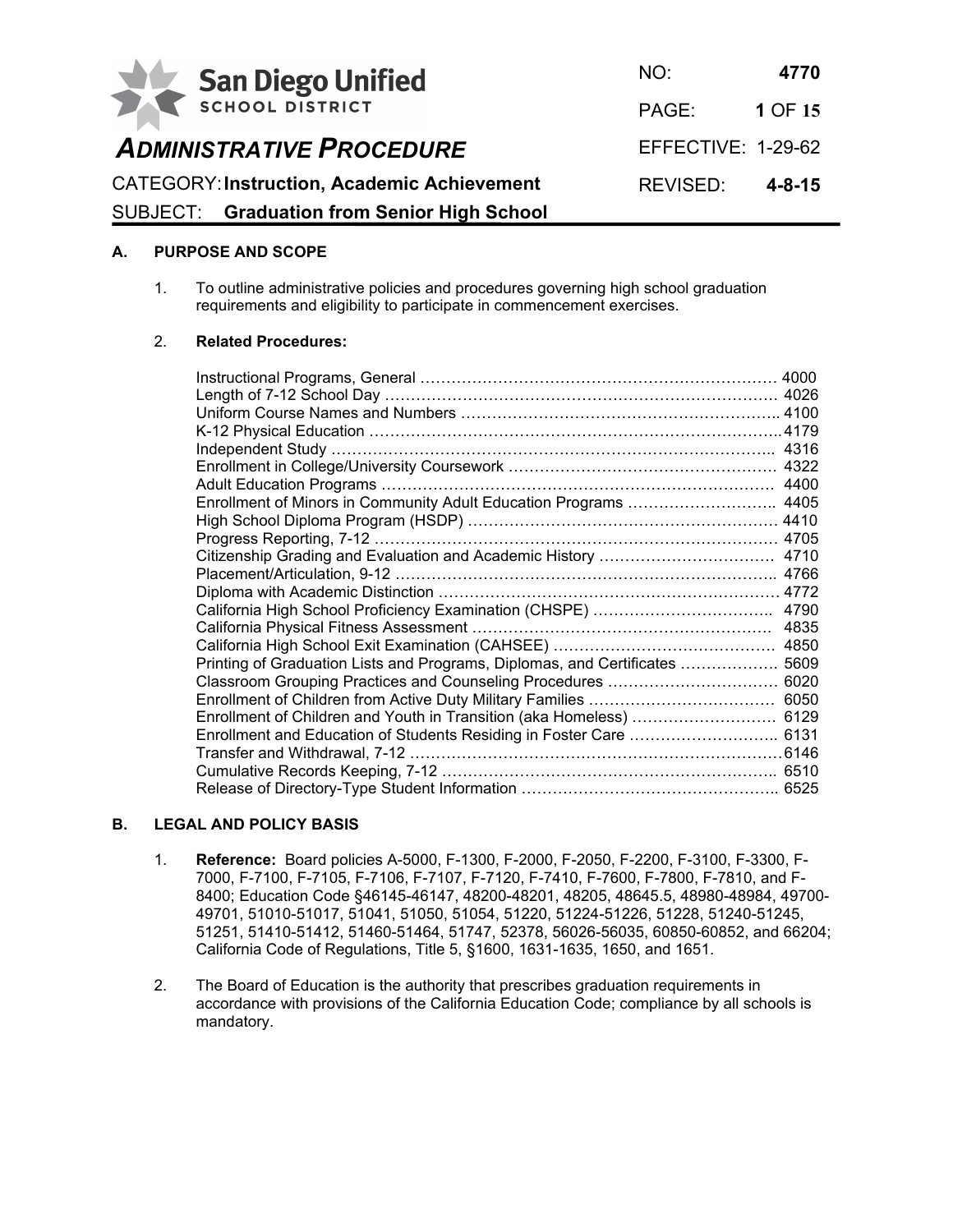San Diego Unified SCHOOL DISTRICT

NO: **4770**

EFFECTIVE: 1-29-62

REVISED: **4-8-15**

# *ADMINISTRATIVE PROCEDURE*

CATEGORY: **Instruction, Academic Achievement**

SUBJECT: **Graduation from Senior High School**

## A. PURPOSE AND SCOPE

1. To outline administrative policies and procedures governing high school graduation requirements and eligibility to participate in commencement exercises.

2. **Related Procedures:**

| Procedure | No. |
|---|---|
| Instructional Programs, General | 4000 |
| Length of 7-12 School Day | 4026 |
| Uniform Course Names and Numbers | 4100 |
| K-12 Physical Education | 4179 |
| Independent Study | 4316 |
| Enrollment in College/University Coursework | 4322 |
| Adult Education Programs | 4400 |
| Enrollment of Minors in Community Adult Education Programs | 4405 |
| High School Diploma Program (HSDP) | 4410 |
| Progress Reporting, 7-12 | 4705 |
| Citizenship Grading and Evaluation and Academic History | 4710 |
| Placement/Articulation, 9-12 | 4766 |
| Diploma with Academic Distinction | 4772 |
| California High School Proficiency Examination (CHSPE) | 4790 |
| California Physical Fitness Assessment | 4835 |
| California High School Exit Examination (CAHSEE) | 4850 |
| Printing of Graduation Lists and Programs, Diplomas, and Certificates | 5609 |
| Classroom Grouping Practices and Counseling Procedures | 6020 |
| Enrollment of Children from Active Duty Military Families | 6050 |
| Enrollment of Children and Youth in Transition (aka Homeless) | 6129 |
| Enrollment and Education of Students Residing in Foster Care | 6131 |
| Transfer and Withdrawal, 7-12 | 6146 |
| Cumulative Records Keeping, 7-12 | 6510 |
| Release of Directory-Type Student Information | 6525 |

## B. LEGAL AND POLICY BASIS

1. **Reference:** Board policies A-5000, F-1300, F-2000, F-2050, F-2200, F-3100, F-3300, F-7000, F-7100, F-7105, F-7106, F-7107, F-7120, F-7410, F-7600, F-7800, F-7810, and F-8400; Education Code §46145-46147, 48200-48201, 48205, 48645.5, 48980-48984, 49700-49701, 51010-51017, 51041, 51050, 51054, 51220, 51224-51226, 51228, 51240-51245, 51251, 51410-51412, 51460-51464, 51747, 52378, 56026-56035, 60850-60852, and 66204; California Code of Regulations, Title 5, §1600, 1631-1635, 1650, and 1651.

2. The Board of Education is the authority that prescribes graduation requirements in accordance with provisions of the California Education Code; compliance by all schools is mandatory.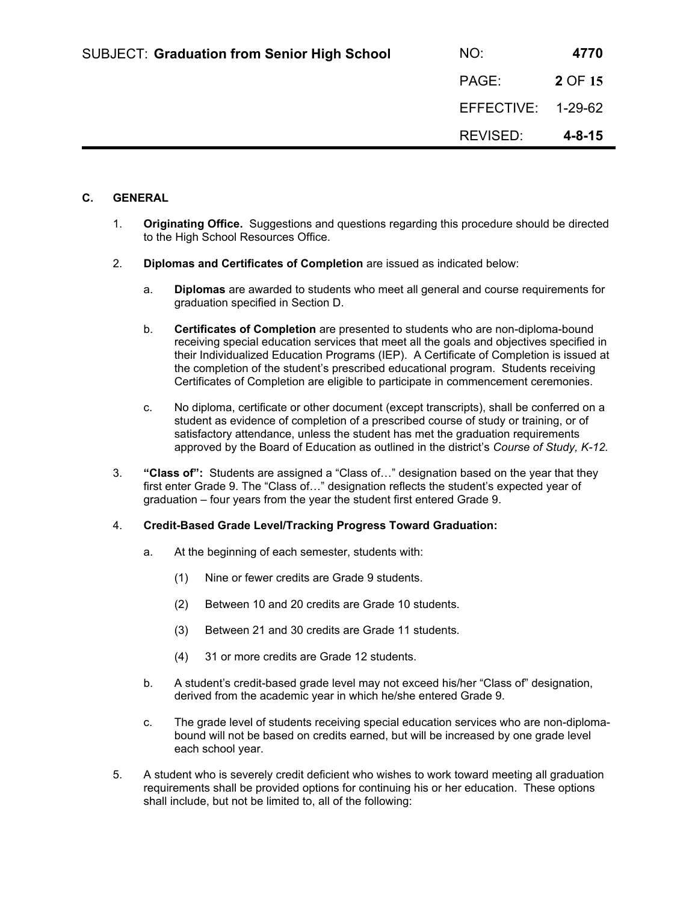## C. GENERAL

1. **Originating Office.** Suggestions and questions regarding this procedure should be directed to the High School Resources Office.

2. **Diplomas and Certificates of Completion** are issued as indicated below:

   a. **Diplomas** are awarded to students who meet all general and course requirements for graduation specified in Section D.

   b. **Certificates of Completion** are presented to students who are non-diploma-bound receiving special education services that meet all the goals and objectives specified in their Individualized Education Programs (IEP). A Certificate of Completion is issued at the completion of the student's prescribed educational program. Students receiving Certificates of Completion are eligible to participate in commencement ceremonies.

   c. No diploma, certificate or other document (except transcripts), shall be conferred on a student as evidence of completion of a prescribed course of study or training, or of satisfactory attendance, unless the student has met the graduation requirements approved by the Board of Education as outlined in the district's *Course of Study, K-12.*

3. **"Class of":** Students are assigned a "Class of…" designation based on the year that they first enter Grade 9. The "Class of…" designation reflects the student's expected year of graduation – four years from the year the student first entered Grade 9.

4. **Credit-Based Grade Level/Tracking Progress Toward Graduation:**

   a. At the beginning of each semester, students with:

      (1) Nine or fewer credits are Grade 9 students.

      (2) Between 10 and 20 credits are Grade 10 students.

      (3) Between 21 and 30 credits are Grade 11 students.

      (4) 31 or more credits are Grade 12 students.

   b. A student's credit-based grade level may not exceed his/her "Class of" designation, derived from the academic year in which he/she entered Grade 9.

   c. The grade level of students receiving special education services who are non-diploma-bound will not be based on credits earned, but will be increased by one grade level each school year.

5. A student who is severely credit deficient who wishes to work toward meeting all graduation requirements shall be provided options for continuing his or her education. These options shall include, but not be limited to, all of the following: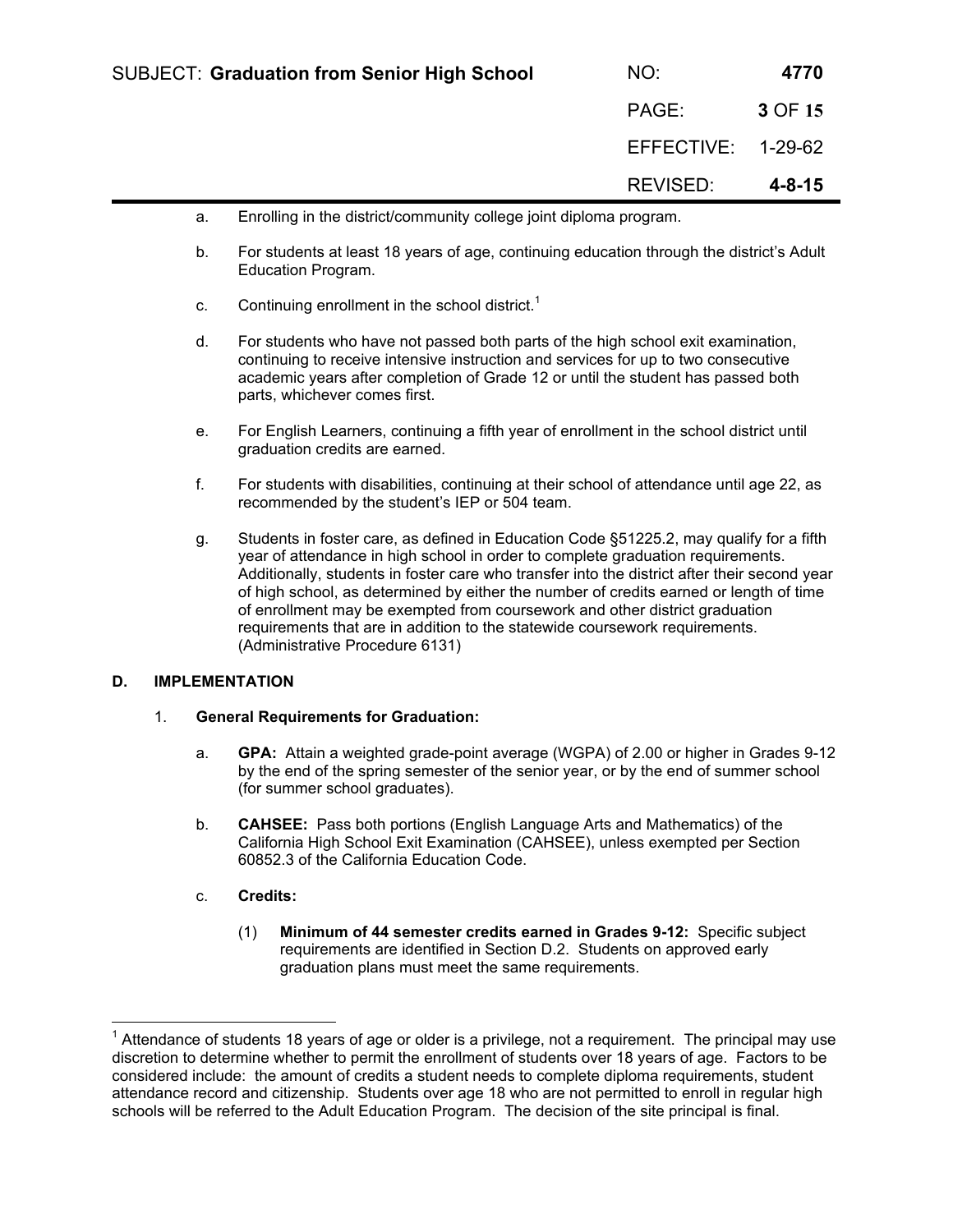a. Enrolling in the district/community college joint diploma program.

b. For students at least 18 years of age, continuing education through the district's Adult Education Program.

c. Continuing enrollment in the school district.[1]

d. For students who have not passed both parts of the high school exit examination, continuing to receive intensive instruction and services for up to two consecutive academic years after completion of Grade 12 or until the student has passed both parts, whichever comes first.

e. For English Learners, continuing a fifth year of enrollment in the school district until graduation credits are earned.

f. For students with disabilities, continuing at their school of attendance until age 22, as recommended by the student's IEP or 504 team.

g. Students in foster care, as defined in Education Code §51225.2, may qualify for a fifth year of attendance in high school in order to complete graduation requirements. Additionally, students in foster care who transfer into the district after their second year of high school, as determined by either the number of credits earned or length of time of enrollment may be exempted from coursework and other district graduation requirements that are in addition to the statewide coursework requirements. (Administrative Procedure 6131)

## D. IMPLEMENTATION

1. **General Requirements for Graduation:**

   a. **GPA:** Attain a weighted grade-point average (WGPA) of 2.00 or higher in Grades 9-12 by the end of the spring semester of the senior year, or by the end of summer school (for summer school graduates).

   b. **CAHSEE:** Pass both portions (English Language Arts and Mathematics) of the California High School Exit Examination (CAHSEE), unless exempted per Section 60852.3 of the California Education Code.

   c. **Credits:**

      (1) **Minimum of 44 semester credits earned in Grades 9-12:** Specific subject requirements are identified in Section D.2. Students on approved early graduation plans must meet the same requirements.

---

[1] Attendance of students 18 years of age or older is a privilege, not a requirement. The principal may use discretion to determine whether to permit the enrollment of students over 18 years of age. Factors to be considered include: the amount of credits a student needs to complete diploma requirements, student attendance record and citizenship. Students over age 18 who are not permitted to enroll in regular high schools will be referred to the Adult Education Program. The decision of the site principal is final.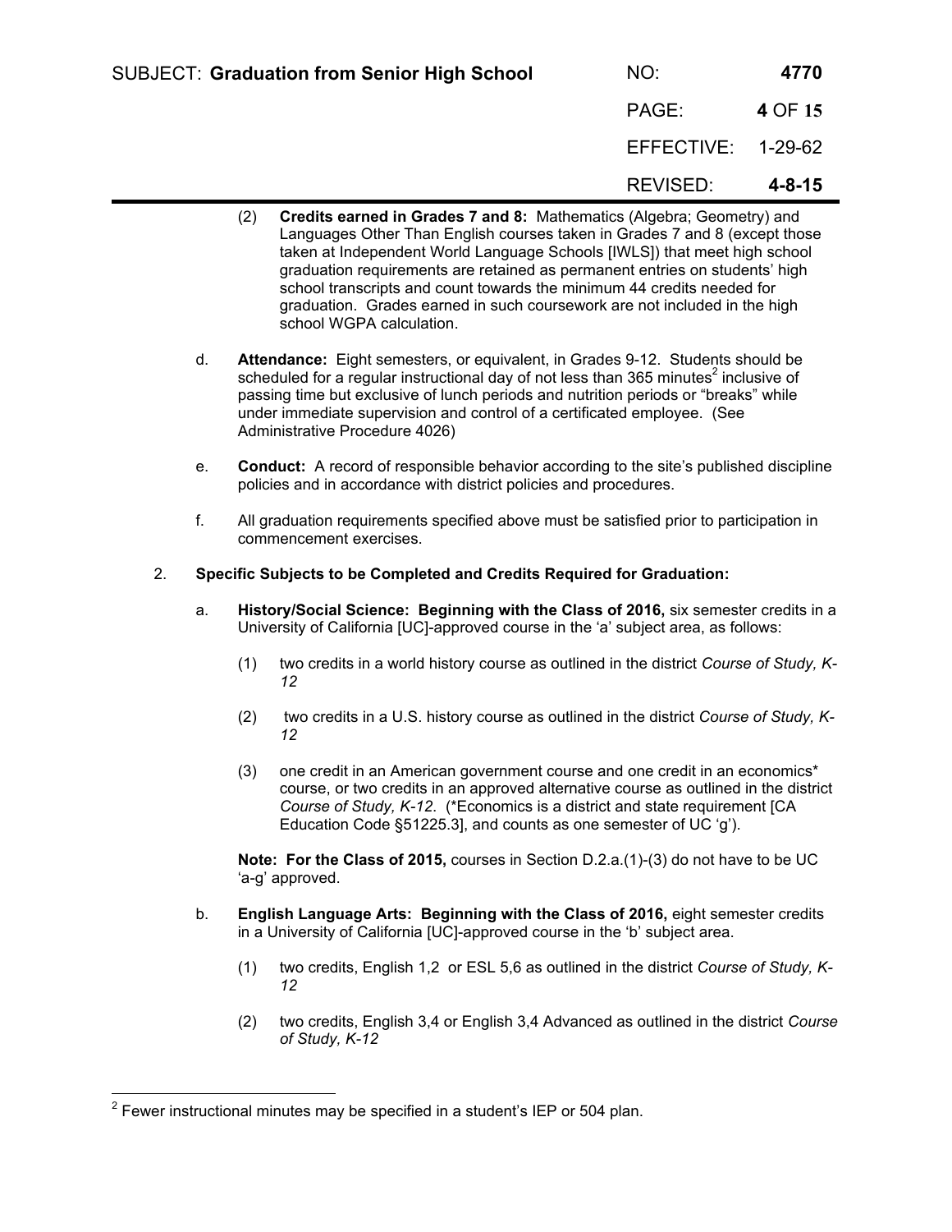(2) **Credits earned in Grades 7 and 8:** Mathematics (Algebra; Geometry) and Languages Other Than English courses taken in Grades 7 and 8 (except those taken at Independent World Language Schools [IWLS]) that meet high school graduation requirements are retained as permanent entries on students' high school transcripts and count towards the minimum 44 credits needed for graduation. Grades earned in such coursework are not included in the high school WGPA calculation.

d. **Attendance:** Eight semesters, or equivalent, in Grades 9-12. Students should be scheduled for a regular instructional day of not less than 365 minutes[2] inclusive of passing time but exclusive of lunch periods and nutrition periods or "breaks" while under immediate supervision and control of a certificated employee. (See Administrative Procedure 4026)

e. **Conduct:** A record of responsible behavior according to the site's published discipline policies and in accordance with district policies and procedures.

f. All graduation requirements specified above must be satisfied prior to participation in commencement exercises.

2. **Specific Subjects to be Completed and Credits Required for Graduation:**

a. **History/Social Science: Beginning with the Class of 2016,** six semester credits in a University of California [UC]-approved course in the 'a' subject area, as follows:

(1) two credits in a world history course as outlined in the district *Course of Study, K-12*

(2) two credits in a U.S. history course as outlined in the district *Course of Study, K-12*

(3) one credit in an American government course and one credit in an economics* course, or two credits in an approved alternative course as outlined in the district *Course of Study, K-12*. (*Economics is a district and state requirement [CA Education Code §51225.3], and counts as one semester of UC 'g').

**Note: For the Class of 2015,** courses in Section D.2.a.(1)-(3) do not have to be UC 'a-g' approved.

b. **English Language Arts: Beginning with the Class of 2016,** eight semester credits in a University of California [UC]-approved course in the 'b' subject area.

(1) two credits, English 1,2 or ESL 5,6 as outlined in the district *Course of Study, K-12*

(2) two credits, English 3,4 or English 3,4 Advanced as outlined in the district *Course of Study, K-12*

---

[2] Fewer instructional minutes may be specified in a student's IEP or 504 plan.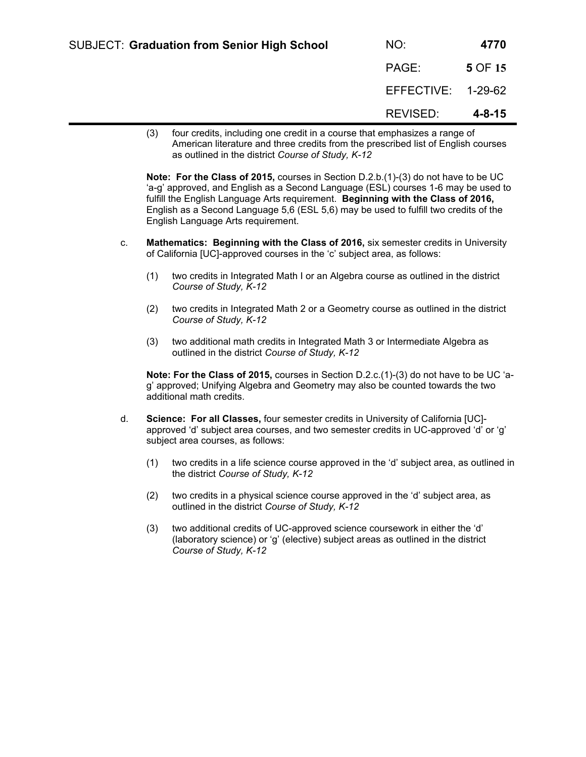(3) four credits, including one credit in a course that emphasizes a range of American literature and three credits from the prescribed list of English courses as outlined in the district *Course of Study, K-12*

**Note: For the Class of 2015,** courses in Section D.2.b.(1)-(3) do not have to be UC 'a-g' approved, and English as a Second Language (ESL) courses 1-6 may be used to fulfill the English Language Arts requirement. **Beginning with the Class of 2016,** English as a Second Language 5,6 (ESL 5,6) may be used to fulfill two credits of the English Language Arts requirement.

c. **Mathematics: Beginning with the Class of 2016,** six semester credits in University of California [UC]-approved courses in the 'c' subject area, as follows:

(1) two credits in Integrated Math I or an Algebra course as outlined in the district *Course of Study, K-12*

(2) two credits in Integrated Math 2 or a Geometry course as outlined in the district *Course of Study, K-12*

(3) two additional math credits in Integrated Math 3 or Intermediate Algebra as outlined in the district *Course of Study, K-12*

**Note: For the Class of 2015,** courses in Section D.2.c.(1)-(3) do not have to be UC 'a-g' approved; Unifying Algebra and Geometry may also be counted towards the two additional math credits.

d. **Science: For all Classes,** four semester credits in University of California [UC]-approved 'd' subject area courses, and two semester credits in UC-approved 'd' or 'g' subject area courses, as follows:

(1) two credits in a life science course approved in the 'd' subject area, as outlined in the district *Course of Study, K-12*

(2) two credits in a physical science course approved in the 'd' subject area, as outlined in the district *Course of Study, K-12*

(3) two additional credits of UC-approved science coursework in either the 'd' (laboratory science) or 'g' (elective) subject areas as outlined in the district *Course of Study, K-12*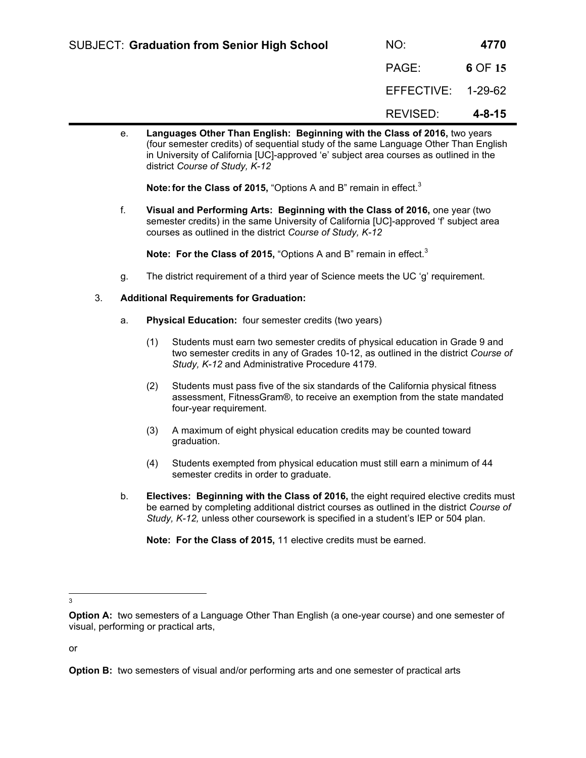e. **Languages Other Than English: Beginning with the Class of 2016,** two years (four semester credits) of sequential study of the same Language Other Than English in University of California [UC]-approved 'e' subject area courses as outlined in the district *Course of Study, K-12*

   **Note: for the Class of 2015,** "Options A and B" remain in effect.[3]

f. **Visual and Performing Arts: Beginning with the Class of 2016,** one year (two semester credits) in the same University of California [UC]-approved 'f' subject area courses as outlined in the district *Course of Study, K-12*

   **Note: For the Class of 2015,** "Options A and B" remain in effect.[3]

g. The district requirement of a third year of Science meets the UC 'g' requirement.

3. **Additional Requirements for Graduation:**

   a. **Physical Education:** four semester credits (two years)

      (1) Students must earn two semester credits of physical education in Grade 9 and two semester credits in any of Grades 10-12, as outlined in the district *Course of Study, K-12* and Administrative Procedure 4179.

      (2) Students must pass five of the six standards of the California physical fitness assessment, FitnessGram®, to receive an exemption from the state mandated four-year requirement.

      (3) A maximum of eight physical education credits may be counted toward graduation.

      (4) Students exempted from physical education must still earn a minimum of 44 semester credits in order to graduate.

   b. **Electives: Beginning with the Class of 2016,** the eight required elective credits must be earned by completing additional district courses as outlined in the district *Course of Study, K-12,* unless other coursework is specified in a student's IEP or 504 plan.

      **Note: For the Class of 2015,** 11 elective credits must be earned.

---

[3]

**Option A:** two semesters of a Language Other Than English (a one-year course) and one semester of visual, performing or practical arts,

or

**Option B:** two semesters of visual and/or performing arts and one semester of practical arts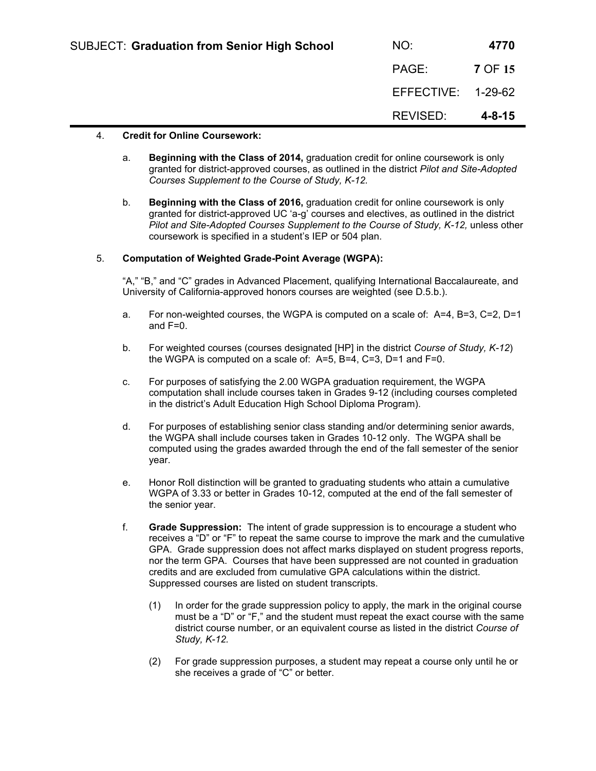4. **Credit for Online Coursework:**

   a. **Beginning with the Class of 2014,** graduation credit for online coursework is only granted for district-approved courses, as outlined in the district *Pilot and Site-Adopted Courses Supplement to the Course of Study, K-12.*

   b. **Beginning with the Class of 2016,** graduation credit for online coursework is only granted for district-approved UC 'a-g' courses and electives, as outlined in the district *Pilot and Site-Adopted Courses Supplement to the Course of Study, K-12,* unless other coursework is specified in a student's IEP or 504 plan.

5. **Computation of Weighted Grade-Point Average (WGPA):**

   "A," "B," and "C" grades in Advanced Placement, qualifying International Baccalaureate, and University of California-approved honors courses are weighted (see D.5.b.).

   a. For non-weighted courses, the WGPA is computed on a scale of: A=4, B=3, C=2, D=1 and F=0.

   b. For weighted courses (courses designated [HP] in the district *Course of Study, K-12*) the WGPA is computed on a scale of: A=5, B=4, C=3, D=1 and F=0.

   c. For purposes of satisfying the 2.00 WGPA graduation requirement, the WGPA computation shall include courses taken in Grades 9-12 (including courses completed in the district's Adult Education High School Diploma Program).

   d. For purposes of establishing senior class standing and/or determining senior awards, the WGPA shall include courses taken in Grades 10-12 only. The WGPA shall be computed using the grades awarded through the end of the fall semester of the senior year.

   e. Honor Roll distinction will be granted to graduating students who attain a cumulative WGPA of 3.33 or better in Grades 10-12, computed at the end of the fall semester of the senior year.

   f. **Grade Suppression:** The intent of grade suppression is to encourage a student who receives a "D" or "F" to repeat the same course to improve the mark and the cumulative GPA. Grade suppression does not affect marks displayed on student progress reports, nor the term GPA. Courses that have been suppressed are not counted in graduation credits and are excluded from cumulative GPA calculations within the district. Suppressed courses are listed on student transcripts.

      (1) In order for the grade suppression policy to apply, the mark in the original course must be a "D" or "F," and the student must repeat the exact course with the same district course number, or an equivalent course as listed in the district *Course of Study, K-12.*

      (2) For grade suppression purposes, a student may repeat a course only until he or she receives a grade of "C" or better.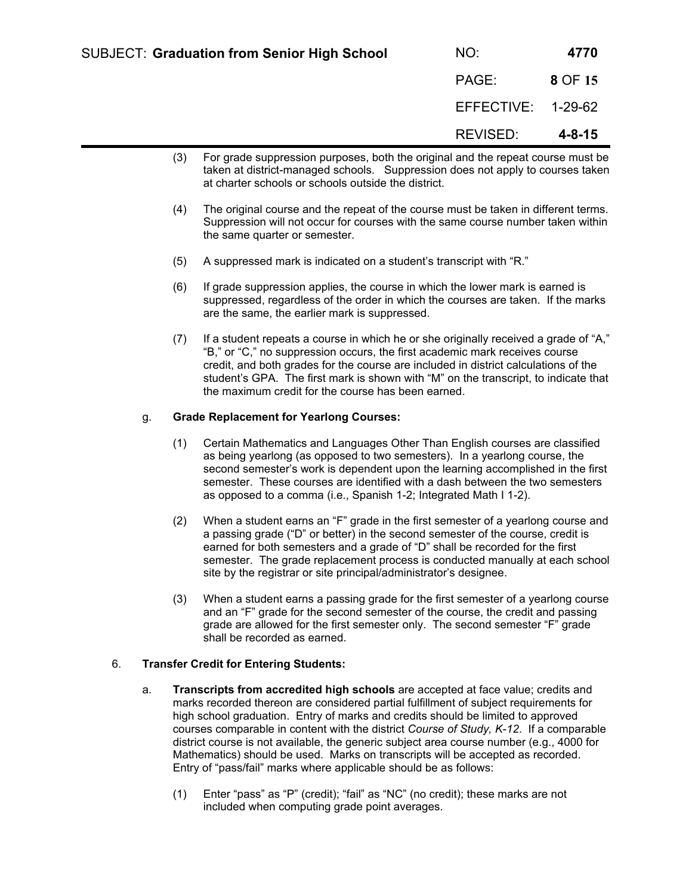(3) For grade suppression purposes, both the original and the repeat course must be taken at district-managed schools. Suppression does not apply to courses taken at charter schools or schools outside the district.

(4) The original course and the repeat of the course must be taken in different terms. Suppression will not occur for courses with the same course number taken within the same quarter or semester.

(5) A suppressed mark is indicated on a student's transcript with "R."

(6) If grade suppression applies, the course in which the lower mark is earned is suppressed, regardless of the order in which the courses are taken. If the marks are the same, the earlier mark is suppressed.

(7) If a student repeats a course in which he or she originally received a grade of "A," "B," or "C," no suppression occurs, the first academic mark receives course credit, and both grades for the course are included in district calculations of the student's GPA. The first mark is shown with "M" on the transcript, to indicate that the maximum credit for the course has been earned.

g. **Grade Replacement for Yearlong Courses:**

(1) Certain Mathematics and Languages Other Than English courses are classified as being yearlong (as opposed to two semesters). In a yearlong course, the second semester's work is dependent upon the learning accomplished in the first semester. These courses are identified with a dash between the two semesters as opposed to a comma (i.e., Spanish 1-2; Integrated Math I 1-2).

(2) When a student earns an "F" grade in the first semester of a yearlong course and a passing grade ("D" or better) in the second semester of the course, credit is earned for both semesters and a grade of "D" shall be recorded for the first semester. The grade replacement process is conducted manually at each school site by the registrar or site principal/administrator's designee.

(3) When a student earns a passing grade for the first semester of a yearlong course and an "F" grade for the second semester of the course, the credit and passing grade are allowed for the first semester only. The second semester "F" grade shall be recorded as earned.

6. **Transfer Credit for Entering Students:**

a. **Transcripts from accredited high schools** are accepted at face value; credits and marks recorded thereon are considered partial fulfillment of subject requirements for high school graduation. Entry of marks and credits should be limited to approved courses comparable in content with the district *Course of Study, K-12*. If a comparable district course is not available, the generic subject area course number (e.g., 4000 for Mathematics) should be used. Marks on transcripts will be accepted as recorded. Entry of "pass/fail" marks where applicable should be as follows:

(1) Enter "pass" as "P" (credit); "fail" as "NC" (no credit); these marks are not included when computing grade point averages.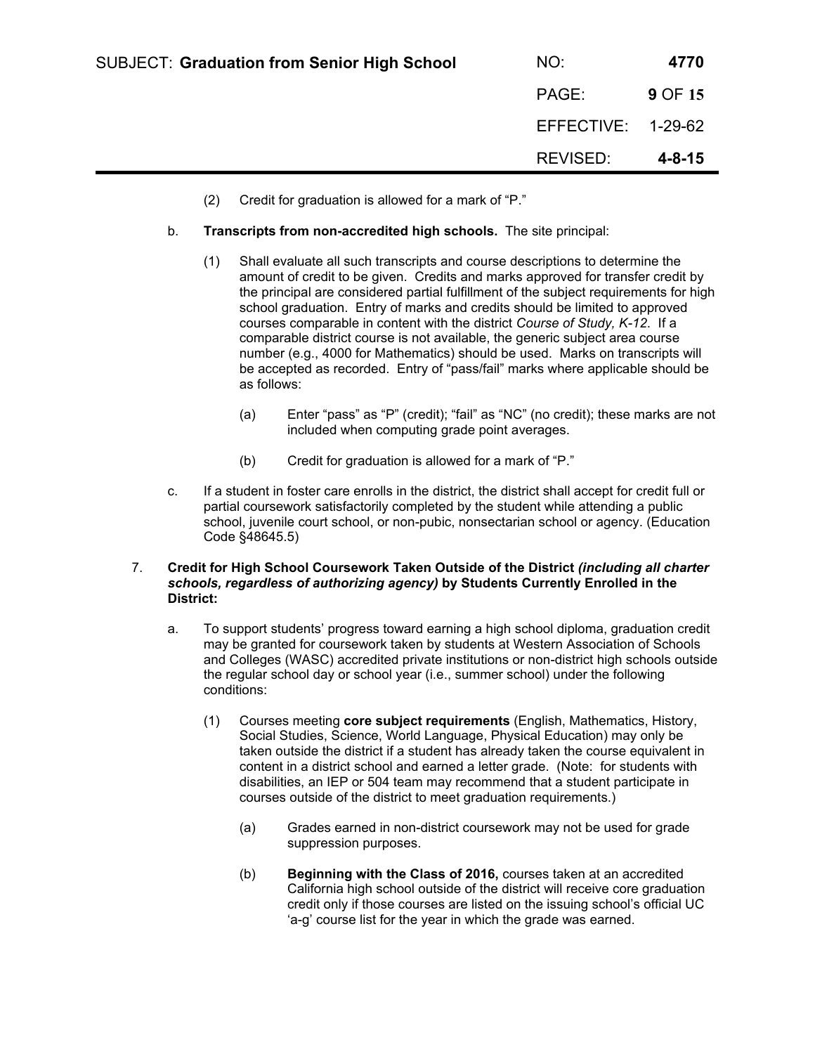(2) Credit for graduation is allowed for a mark of "P."

b. **Transcripts from non-accredited high schools.** The site principal:

(1) Shall evaluate all such transcripts and course descriptions to determine the amount of credit to be given. Credits and marks approved for transfer credit by the principal are considered partial fulfillment of the subject requirements for high school graduation. Entry of marks and credits should be limited to approved courses comparable in content with the district *Course of Study, K-12.* If a comparable district course is not available, the generic subject area course number (e.g., 4000 for Mathematics) should be used. Marks on transcripts will be accepted as recorded. Entry of "pass/fail" marks where applicable should be as follows:

(a) Enter "pass" as "P" (credit); "fail" as "NC" (no credit); these marks are not included when computing grade point averages.

(b) Credit for graduation is allowed for a mark of "P."

c. If a student in foster care enrolls in the district, the district shall accept for credit full or partial coursework satisfactorily completed by the student while attending a public school, juvenile court school, or non-pubic, nonsectarian school or agency. (Education Code §48645.5)

7. **Credit for High School Coursework Taken Outside of the District *(including all charter schools, regardless of authorizing agency)* by Students Currently Enrolled in the District:**

a. To support students' progress toward earning a high school diploma, graduation credit may be granted for coursework taken by students at Western Association of Schools and Colleges (WASC) accredited private institutions or non-district high schools outside the regular school day or school year (i.e., summer school) under the following conditions:

(1) Courses meeting **core subject requirements** (English, Mathematics, History, Social Studies, Science, World Language, Physical Education) may only be taken outside the district if a student has already taken the course equivalent in content in a district school and earned a letter grade. (Note: for students with disabilities, an IEP or 504 team may recommend that a student participate in courses outside of the district to meet graduation requirements.)

(a) Grades earned in non-district coursework may not be used for grade suppression purposes.

(b) **Beginning with the Class of 2016,** courses taken at an accredited California high school outside of the district will receive core graduation credit only if those courses are listed on the issuing school's official UC 'a-g' course list for the year in which the grade was earned.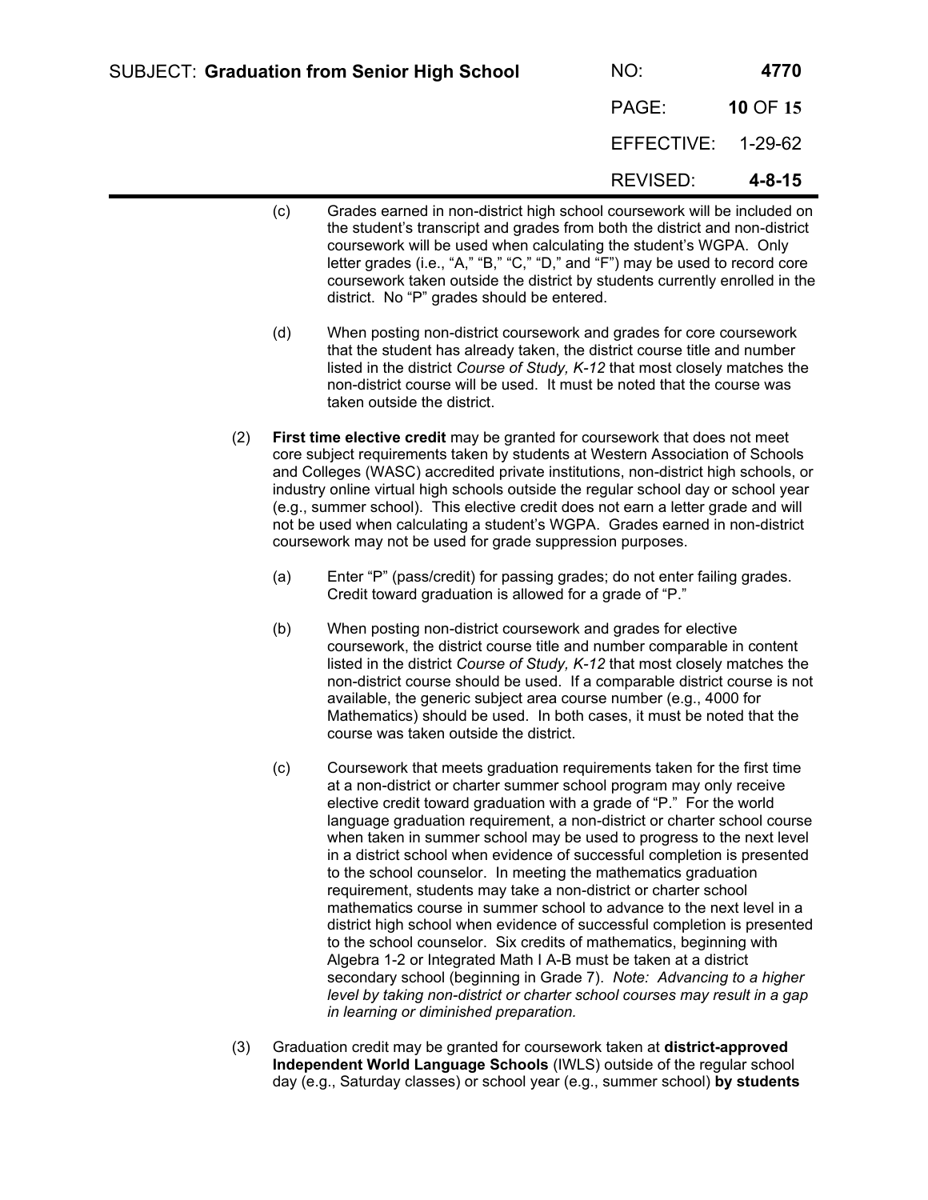(c) Grades earned in non-district high school coursework will be included on the student's transcript and grades from both the district and non-district coursework will be used when calculating the student's WGPA. Only letter grades (i.e., "A," "B," "C," "D," and "F") may be used to record core coursework taken outside the district by students currently enrolled in the district. No "P" grades should be entered.

(d) When posting non-district coursework and grades for core coursework that the student has already taken, the district course title and number listed in the district *Course of Study, K-12* that most closely matches the non-district course will be used. It must be noted that the course was taken outside the district.

(2) **First time elective credit** may be granted for coursework that does not meet core subject requirements taken by students at Western Association of Schools and Colleges (WASC) accredited private institutions, non-district high schools, or industry online virtual high schools outside the regular school day or school year (e.g., summer school). This elective credit does not earn a letter grade and will not be used when calculating a student's WGPA. Grades earned in non-district coursework may not be used for grade suppression purposes.

(a) Enter "P" (pass/credit) for passing grades; do not enter failing grades. Credit toward graduation is allowed for a grade of "P."

(b) When posting non-district coursework and grades for elective coursework, the district course title and number comparable in content listed in the district *Course of Study, K-12* that most closely matches the non-district course should be used. If a comparable district course is not available, the generic subject area course number (e.g., 4000 for Mathematics) should be used. In both cases, it must be noted that the course was taken outside the district.

(c) Coursework that meets graduation requirements taken for the first time at a non-district or charter summer school program may only receive elective credit toward graduation with a grade of "P." For the world language graduation requirement, a non-district or charter school course when taken in summer school may be used to progress to the next level in a district school when evidence of successful completion is presented to the school counselor. In meeting the mathematics graduation requirement, students may take a non-district or charter school mathematics course in summer school to advance to the next level in a district high school when evidence of successful completion is presented to the school counselor. Six credits of mathematics, beginning with Algebra 1-2 or Integrated Math I A-B must be taken at a district secondary school (beginning in Grade 7). *Note: Advancing to a higher level by taking non-district or charter school courses may result in a gap in learning or diminished preparation.*

(3) Graduation credit may be granted for coursework taken at **district-approved Independent World Language Schools** (IWLS) outside of the regular school day (e.g., Saturday classes) or school year (e.g., summer school) **by students**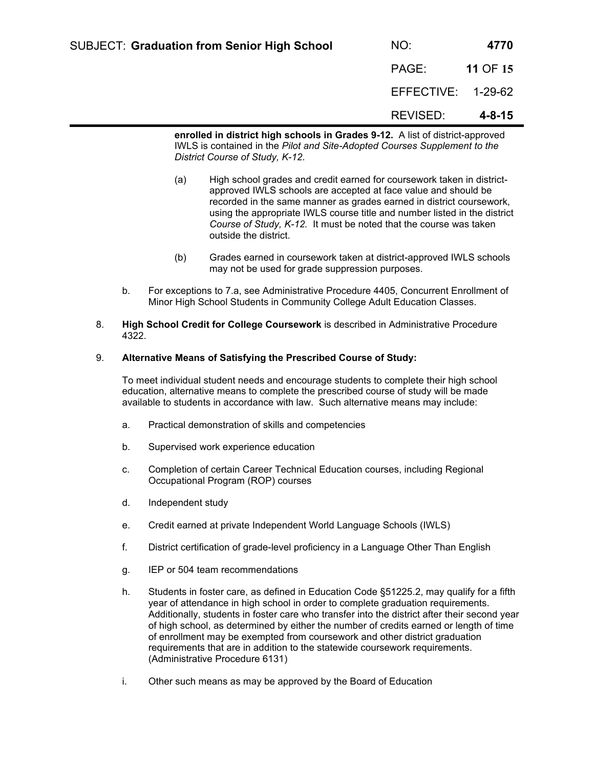**enrolled in district high schools in Grades 9-12.** A list of district-approved IWLS is contained in the *Pilot and Site-Adopted Courses Supplement to the District Course of Study, K-12*.

(a) High school grades and credit earned for coursework taken in district-approved IWLS schools are accepted at face value and should be recorded in the same manner as grades earned in district coursework, using the appropriate IWLS course title and number listed in the district *Course of Study, K-12.* It must be noted that the course was taken outside the district.

(b) Grades earned in coursework taken at district-approved IWLS schools may not be used for grade suppression purposes.

b. For exceptions to 7.a, see Administrative Procedure 4405, Concurrent Enrollment of Minor High School Students in Community College Adult Education Classes.

8. **High School Credit for College Coursework** is described in Administrative Procedure 4322.

9. **Alternative Means of Satisfying the Prescribed Course of Study:**

To meet individual student needs and encourage students to complete their high school education, alternative means to complete the prescribed course of study will be made available to students in accordance with law. Such alternative means may include:

a. Practical demonstration of skills and competencies

b. Supervised work experience education

c. Completion of certain Career Technical Education courses, including Regional Occupational Program (ROP) courses

d. Independent study

e. Credit earned at private Independent World Language Schools (IWLS)

f. District certification of grade-level proficiency in a Language Other Than English

g. IEP or 504 team recommendations

h. Students in foster care, as defined in Education Code §51225.2, may qualify for a fifth year of attendance in high school in order to complete graduation requirements. Additionally, students in foster care who transfer into the district after their second year of high school, as determined by either the number of credits earned or length of time of enrollment may be exempted from coursework and other district graduation requirements that are in addition to the statewide coursework requirements. (Administrative Procedure 6131)

i. Other such means as may be approved by the Board of Education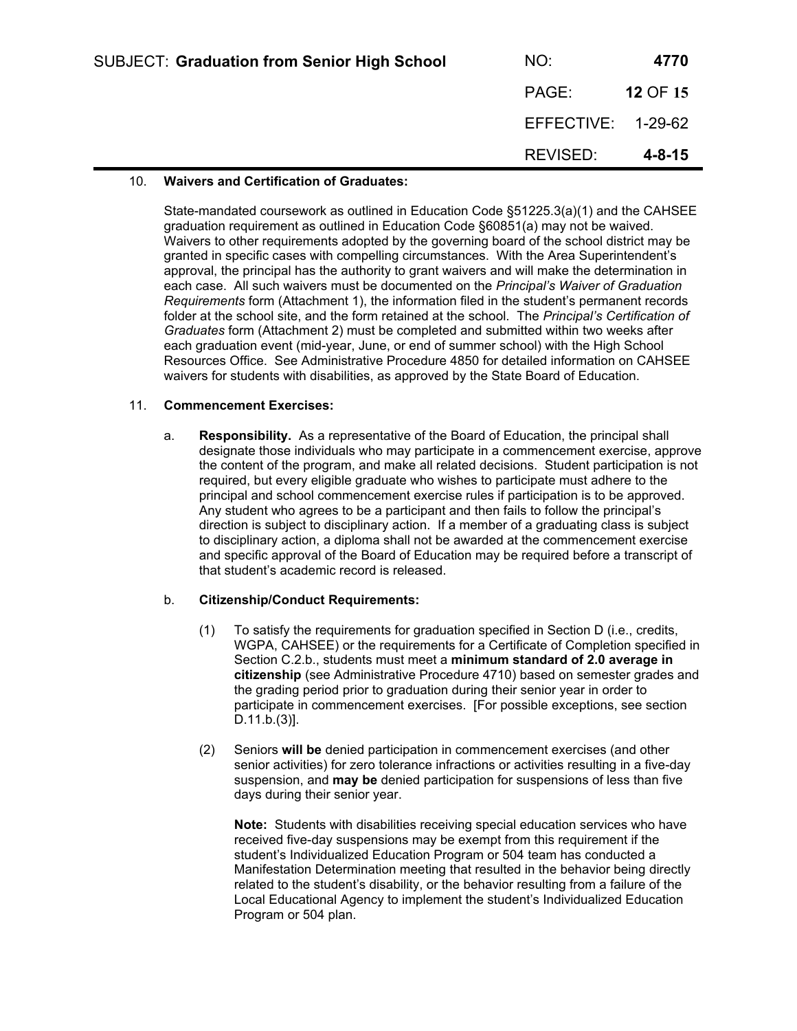10. **Waivers and Certification of Graduates:**

State-mandated coursework as outlined in Education Code §51225.3(a)(1) and the CAHSEE graduation requirement as outlined in Education Code §60851(a) may not be waived. Waivers to other requirements adopted by the governing board of the school district may be granted in specific cases with compelling circumstances. With the Area Superintendent's approval, the principal has the authority to grant waivers and will make the determination in each case. All such waivers must be documented on the *Principal's Waiver of Graduation Requirements* form (Attachment 1), the information filed in the student's permanent records folder at the school site, and the form retained at the school. The *Principal's Certification of Graduates* form (Attachment 2) must be completed and submitted within two weeks after each graduation event (mid-year, June, or end of summer school) with the High School Resources Office. See Administrative Procedure 4850 for detailed information on CAHSEE waivers for students with disabilities, as approved by the State Board of Education.

11. **Commencement Exercises:**

   a. **Responsibility.** As a representative of the Board of Education, the principal shall designate those individuals who may participate in a commencement exercise, approve the content of the program, and make all related decisions. Student participation is not required, but every eligible graduate who wishes to participate must adhere to the principal and school commencement exercise rules if participation is to be approved. Any student who agrees to be a participant and then fails to follow the principal's direction is subject to disciplinary action. If a member of a graduating class is subject to disciplinary action, a diploma shall not be awarded at the commencement exercise and specific approval of the Board of Education may be required before a transcript of that student's academic record is released.

   b. **Citizenship/Conduct Requirements:**

      (1) To satisfy the requirements for graduation specified in Section D (i.e., credits, WGPA, CAHSEE) or the requirements for a Certificate of Completion specified in Section C.2.b., students must meet a **minimum standard of 2.0 average in citizenship** (see Administrative Procedure 4710) based on semester grades and the grading period prior to graduation during their senior year in order to participate in commencement exercises. [For possible exceptions, see section D.11.b.(3)].

      (2) Seniors **will be** denied participation in commencement exercises (and other senior activities) for zero tolerance infractions or activities resulting in a five-day suspension, and **may be** denied participation for suspensions of less than five days during their senior year.

      **Note:** Students with disabilities receiving special education services who have received five-day suspensions may be exempt from this requirement if the student's Individualized Education Program or 504 team has conducted a Manifestation Determination meeting that resulted in the behavior being directly related to the student's disability, or the behavior resulting from a failure of the Local Educational Agency to implement the student's Individualized Education Program or 504 plan.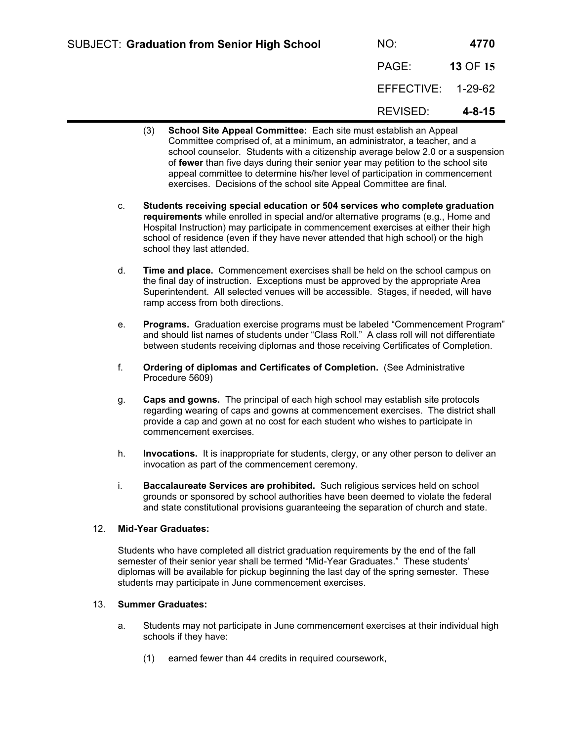(3) **School Site Appeal Committee:** Each site must establish an Appeal Committee comprised of, at a minimum, an administrator, a teacher, and a school counselor. Students with a citizenship average below 2.0 or a suspension of **fewer** than five days during their senior year may petition to the school site appeal committee to determine his/her level of participation in commencement exercises. Decisions of the school site Appeal Committee are final.

c. **Students receiving special education or 504 services who complete graduation requirements** while enrolled in special and/or alternative programs (e.g., Home and Hospital Instruction) may participate in commencement exercises at either their high school of residence (even if they have never attended that high school) or the high school they last attended.

d. **Time and place.** Commencement exercises shall be held on the school campus on the final day of instruction. Exceptions must be approved by the appropriate Area Superintendent. All selected venues will be accessible. Stages, if needed, will have ramp access from both directions.

e. **Programs.** Graduation exercise programs must be labeled "Commencement Program" and should list names of students under "Class Roll." A class roll will not differentiate between students receiving diplomas and those receiving Certificates of Completion.

f. **Ordering of diplomas and Certificates of Completion.** (See Administrative Procedure 5609)

g. **Caps and gowns.** The principal of each high school may establish site protocols regarding wearing of caps and gowns at commencement exercises. The district shall provide a cap and gown at no cost for each student who wishes to participate in commencement exercises.

h. **Invocations.** It is inappropriate for students, clergy, or any other person to deliver an invocation as part of the commencement ceremony.

i. **Baccalaureate Services are prohibited.** Such religious services held on school grounds or sponsored by school authorities have been deemed to violate the federal and state constitutional provisions guaranteeing the separation of church and state.

12. **Mid-Year Graduates:**

Students who have completed all district graduation requirements by the end of the fall semester of their senior year shall be termed "Mid-Year Graduates." These students' diplomas will be available for pickup beginning the last day of the spring semester. These students may participate in June commencement exercises.

13. **Summer Graduates:**

a. Students may not participate in June commencement exercises at their individual high schools if they have:

(1) earned fewer than 44 credits in required coursework,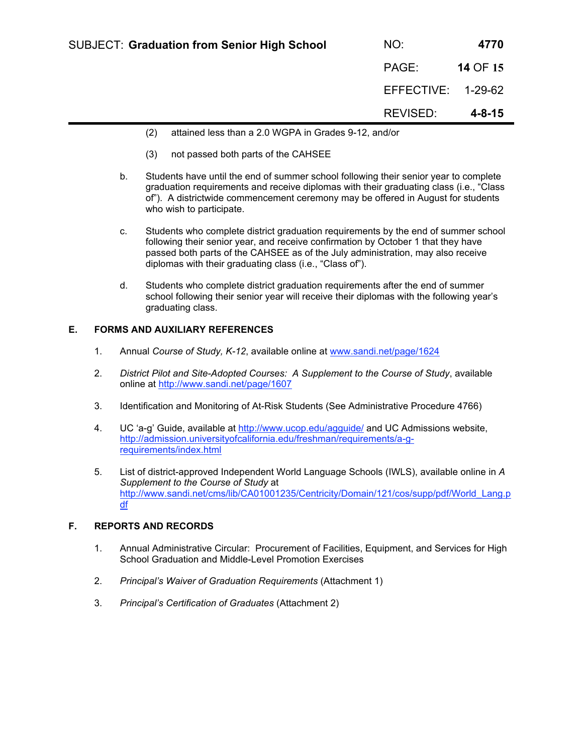(2) attained less than a 2.0 WGPA in Grades 9-12, and/or

(3) not passed both parts of the CAHSEE

b. Students have until the end of summer school following their senior year to complete graduation requirements and receive diplomas with their graduating class (i.e., "Class of"). A districtwide commencement ceremony may be offered in August for students who wish to participate.

c. Students who complete district graduation requirements by the end of summer school following their senior year, and receive confirmation by October 1 that they have passed both parts of the CAHSEE as of the July administration, may also receive diplomas with their graduating class (i.e., "Class of").

d. Students who complete district graduation requirements after the end of summer school following their senior year will receive their diplomas with the following year's graduating class.

## E. FORMS AND AUXILIARY REFERENCES

1. Annual *Course of Study, K-12*, available online at www.sandi.net/page/1624

2. *District Pilot and Site-Adopted Courses: A Supplement to the Course of Study*, available online at http://www.sandi.net/page/1607

3. Identification and Monitoring of At-Risk Students (See Administrative Procedure 4766)

4. UC 'a-g' Guide, available at http://www.ucop.edu/agguide/ and UC Admissions website, http://admission.universityofcalifornia.edu/freshman/requirements/a-g-requirements/index.html

5. List of district-approved Independent World Language Schools (IWLS), available online in *A Supplement to the Course of Study* at http://www.sandi.net/cms/lib/CA01001235/Centricity/Domain/121/cos/supp/pdf/World_Lang.pdf

## F. REPORTS AND RECORDS

1. Annual Administrative Circular: Procurement of Facilities, Equipment, and Services for High School Graduation and Middle-Level Promotion Exercises

2. *Principal's Waiver of Graduation Requirements* (Attachment 1)

3. *Principal's Certification of Graduates* (Attachment 2)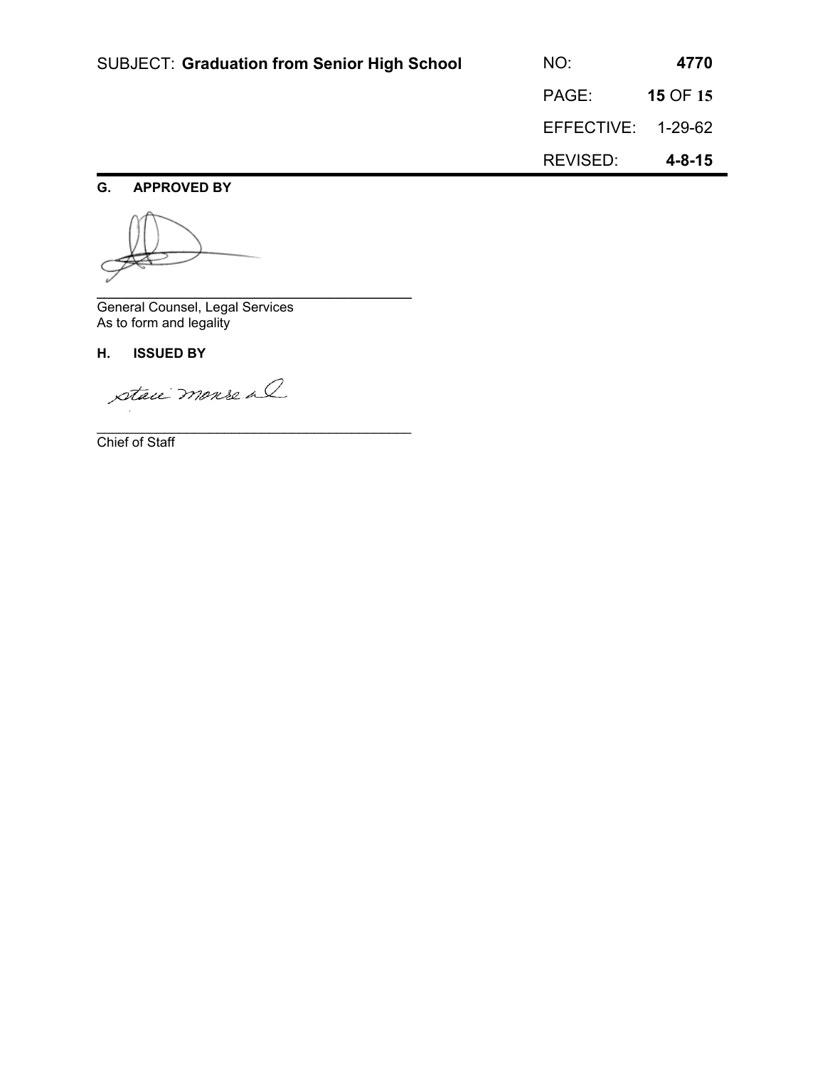## G. APPROVED BY

\_\_\_\_\_\_\_\_\_\_\_\_\_\_\_\_\_\_\_\_\_\_\_\_\_\_\_\_\_\_\_\_\_\_\_\_\_\_\_\_

General Counsel, Legal Services
As to form and legality

## H. ISSUED BY

\_\_\_\_\_\_\_\_\_\_\_\_\_\_\_\_\_\_\_\_\_\_\_\_\_\_\_\_\_\_\_\_\_\_\_\_\_\_\_\_

Chief of Staff